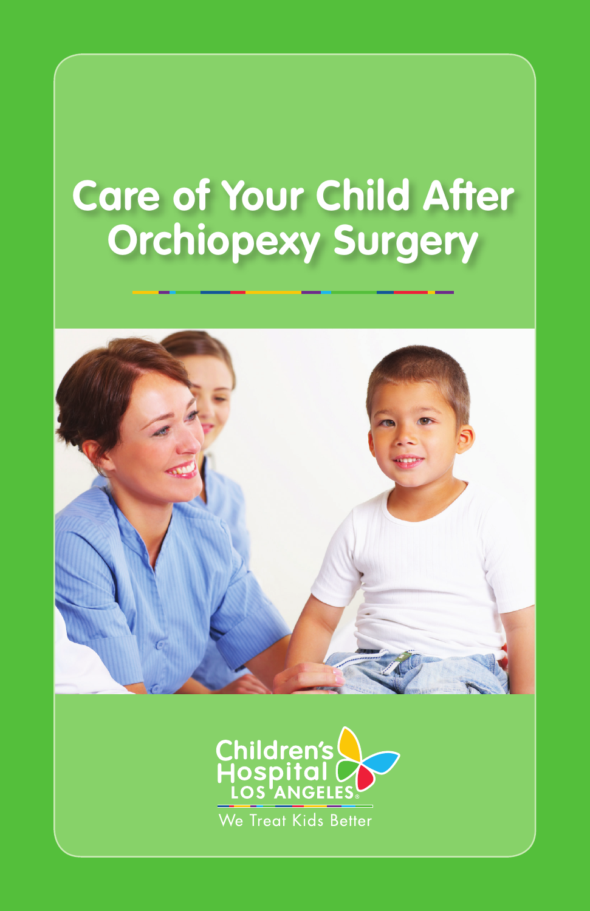# Care of Your Child After Orchiopexy Surgery

Children's Hospital LOS ANGELES

We Treat Kids Better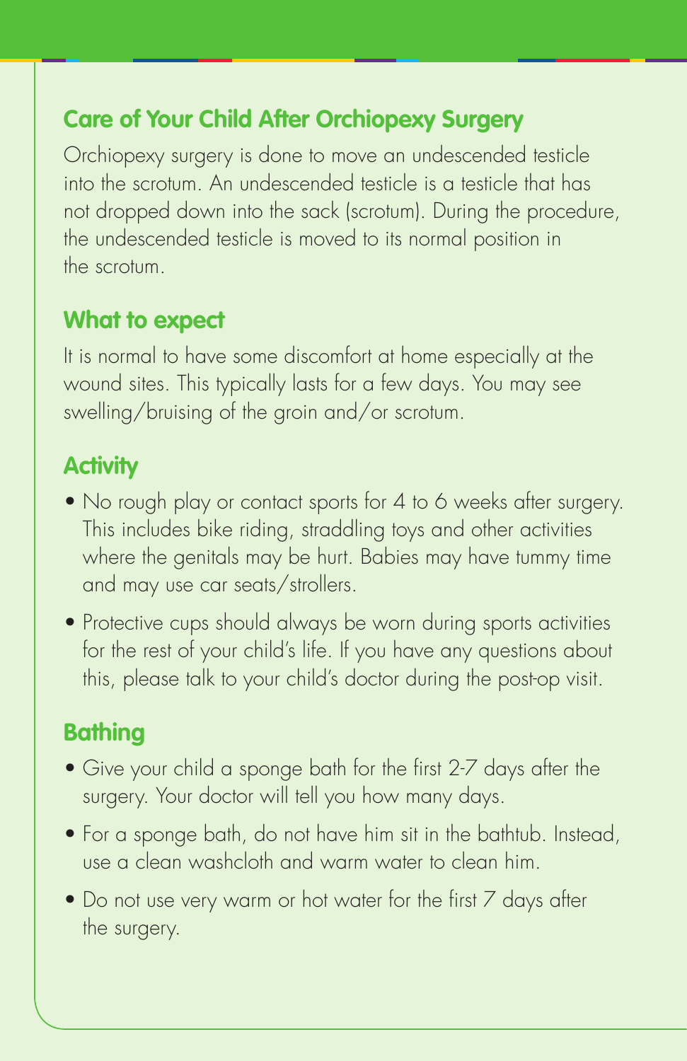## Care of Your Child After Orchiopexy Surgery

Orchiopexy surgery is done to move an undescended testicle into the scrotum. An undescended testicle is a testicle that has not dropped down into the sack (scrotum). During the procedure, the undescended testicle is moved to its normal position in the scrotum.

### What to expect

It is normal to have some discomfort at home especially at the wound sites. This typically lasts for a few days. You may see swelling/bruising of the groin and/or scrotum.

### Activity

- No rough play or contact sports for 4 to 6 weeks after surgery. This includes bike riding, straddling toys and other activities where the genitals may be hurt. Babies may have tummy time and may use car seats/strollers.
- Protective cups should always be worn during sports activities for the rest of your child's life. If you have any questions about this, please talk to your child's doctor during the post-op visit.

### Bathing

- Give your child a sponge bath for the first 2-7 days after the surgery. Your doctor will tell you how many days.
- For a sponge bath, do not have him sit in the bathtub. Instead, use a clean washcloth and warm water to clean him.
- Do not use very warm or hot water for the first 7 days after the surgery.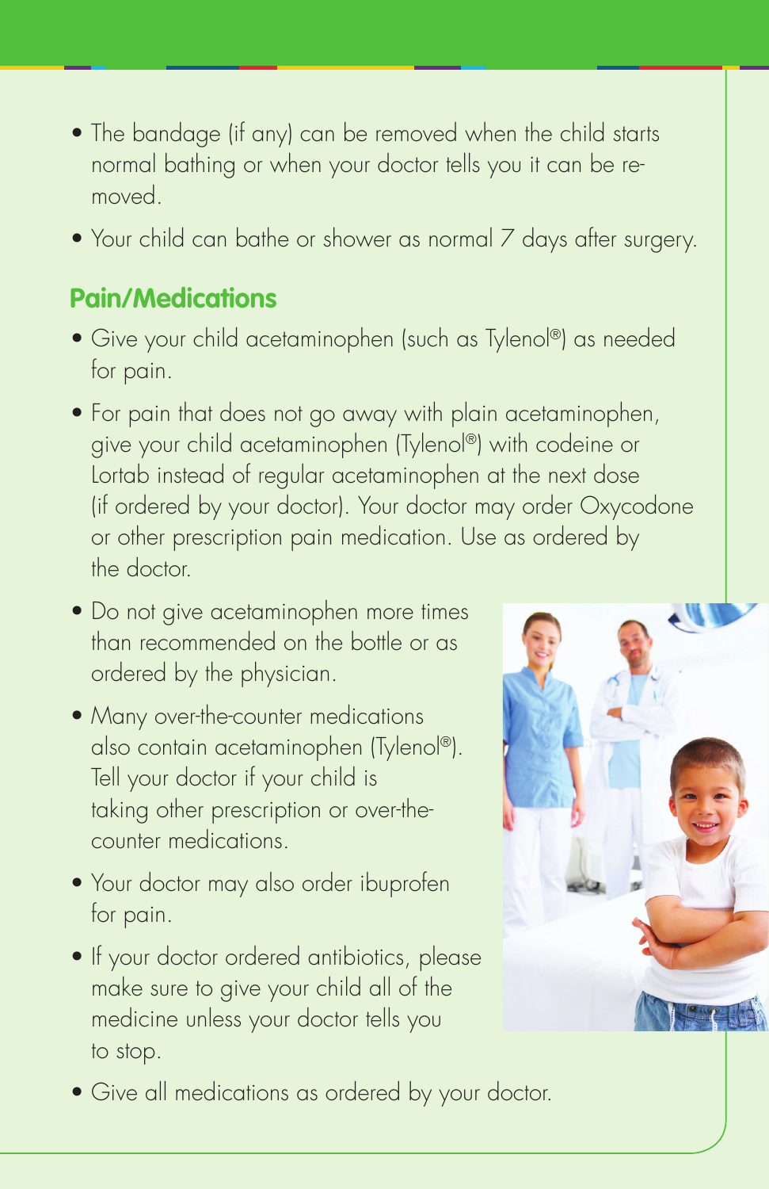- The bandage (if any) can be removed when the child starts normal bathing or when your doctor tells you it can be removed.
- Your child can bathe or shower as normal 7 days after surgery.

## Pain/Medications

- Give your child acetaminophen (such as Tylenol®) as needed for pain.
- For pain that does not go away with plain acetaminophen, give your child acetaminophen (Tylenol®) with codeine or Lortab instead of regular acetaminophen at the next dose (if ordered by your doctor). Your doctor may order Oxycodone or other prescription pain medication. Use as ordered by the doctor.
- Do not give acetaminophen more times than recommended on the bottle or as ordered by the physician.
- Many over-the-counter medications also contain acetaminophen (Tylenol®). Tell your doctor if your child is taking other prescription or over-the-counter medications.
- Your doctor may also order ibuprofen for pain.
- If your doctor ordered antibiotics, please make sure to give your child all of the medicine unless your doctor tells you to stop.
- Give all medications as ordered by your doctor.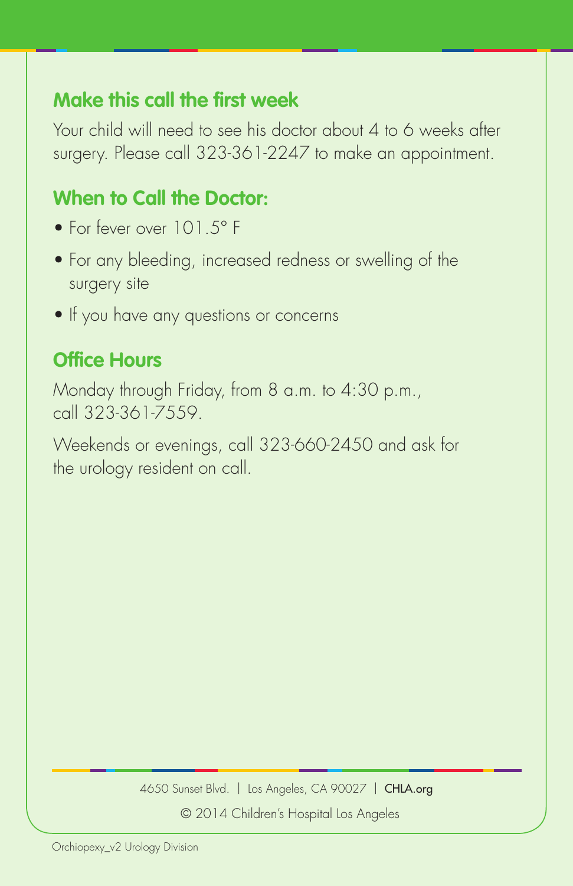## Make this call the first week

Your child will need to see his doctor about 4 to 6 weeks after surgery. Please call 323-361-2247 to make an appointment.

## When to Call the Doctor:

- For fever over 101.5° F
- For any bleeding, increased redness or swelling of the surgery site
- If you have any questions or concerns

## Office Hours

Monday through Friday, from 8 a.m. to 4:30 p.m., call 323-361-7559.

Weekends or evenings, call 323-660-2450 and ask for the urology resident on call.

4650 Sunset Blvd. | Los Angeles, CA 90027 | CHLA.org

© 2014 Children's Hospital Los Angeles

Orchiopexy_v2 Urology Division